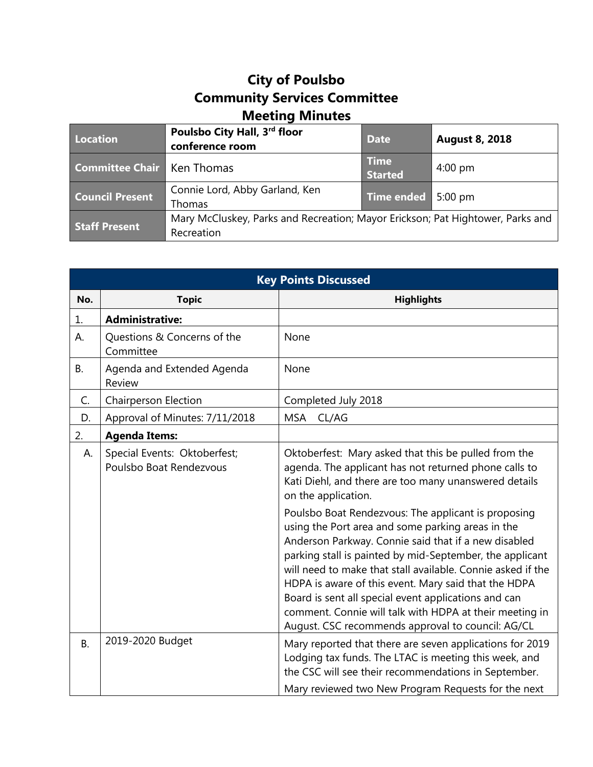# City of Poulsbo
# Community Services Committee
# Meeting Minutes

| **Location** | **Poulsbo City Hall, 3rd floor conference room** | **Date** | **August 8, 2018** |
|---|---|---|---|
| **Committee Chair** | Ken Thomas | **Time Started** | 4:00 pm |
| **Council Present** | Connie Lord, Abby Garland, Ken Thomas | **Time ended** | 5:00 pm |
| **Staff Present** | Mary McCluskey, Parks and Recreation; Mayor Erickson; Pat Hightower, Parks and Recreation | | |

| Key Points Discussed | | |
|---|---|---|
| **No.** | **Topic** | **Highlights** |
| 1. | **Administrative:** | |
| A. | Questions & Concerns of the Committee | None |
| B. | Agenda and Extended Agenda Review | None |
| C. | Chairperson Election | Completed July 2018 |
| D. | Approval of Minutes: 7/11/2018 | MSA CL/AG |
| 2. | **Agenda Items:** | |
| A. | Special Events: Oktoberfest; Poulsbo Boat Rendezvous | Oktoberfest: Mary asked that this be pulled from the agenda. The applicant has not returned phone calls to Kati Diehl, and there are too many unanswered details on the application.<br><br>Poulsbo Boat Rendezvous: The applicant is proposing using the Port area and some parking areas in the Anderson Parkway. Connie said that if a new disabled parking stall is painted by mid-September, the applicant will need to make that stall available. Connie asked if the HDPA is aware of this event. Mary said that the HDPA Board is sent all special event applications and can comment. Connie will talk with HDPA at their meeting in August. CSC recommends approval to council: AG/CL |
| B. | 2019-2020 Budget | Mary reported that there are seven applications for 2019 Lodging tax funds. The LTAC is meeting this week, and the CSC will see their recommendations in September.<br><br>Mary reviewed two New Program Requests for the next |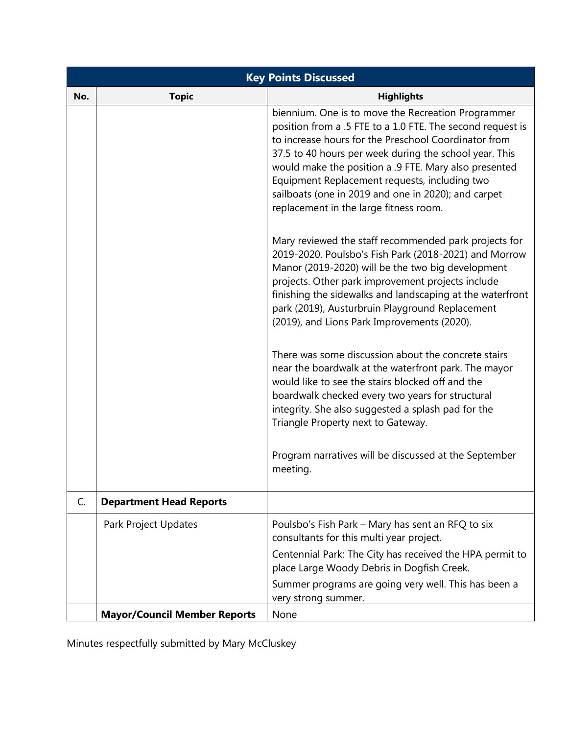| Key Points Discussed | | |
|---|---|---|
| **No.** | **Topic** | **Highlights** |
| | | biennium. One is to move the Recreation Programmer position from a .5 FTE to a 1.0 FTE. The second request is to increase hours for the Preschool Coordinator from 37.5 to 40 hours per week during the school year. This would make the position a .9 FTE. Mary also presented Equipment Replacement requests, including two sailboats (one in 2019 and one in 2020); and carpet replacement in the large fitness room.<br><br>Mary reviewed the staff recommended park projects for 2019-2020. Poulsbo's Fish Park (2018-2021) and Morrow Manor (2019-2020) will be the two big development projects. Other park improvement projects include finishing the sidewalks and landscaping at the waterfront park (2019), Austurbruin Playground Replacement (2019), and Lions Park Improvements (2020).<br><br>There was some discussion about the concrete stairs near the boardwalk at the waterfront park. The mayor would like to see the stairs blocked off and the boardwalk checked every two years for structural integrity. She also suggested a splash pad for the Triangle Property next to Gateway.<br><br>Program narratives will be discussed at the September meeting. |
| C. | **Department Head Reports** | |
| | Park Project Updates | Poulsbo's Fish Park – Mary has sent an RFQ to six consultants for this multi year project.<br>Centennial Park: The City has received the HPA permit to place Large Woody Debris in Dogfish Creek.<br>Summer programs are going very well. This has been a very strong summer. |
| | **Mayor/Council Member Reports** | None |

Minutes respectfully submitted by Mary McCluskey